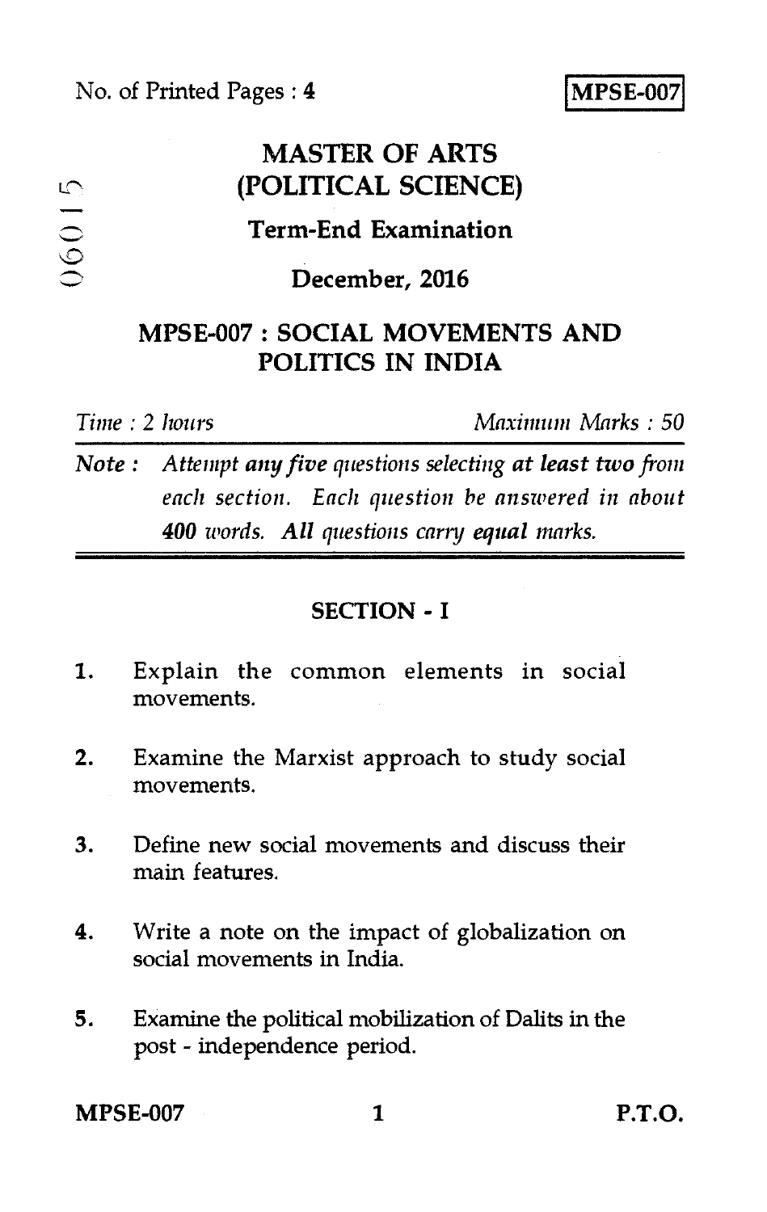No. of Printed Pages : 4

**MPSE-007**

06015

# MASTER OF ARTS (POLITICAL SCIENCE)

## Term-End Examination

## December, 2016

## MPSE-007 : SOCIAL MOVEMENTS AND POLITICS IN INDIA

*Time : 2 hours* *Maximum Marks : 50*

***Note :*** *Attempt* ***any five*** *questions selecting* ***at least two*** *from each section. Each question be answered in about* ***400*** *words.* ***All*** *questions carry* ***equal*** *marks.*

### SECTION - I

1. Explain the common elements in social movements.

2. Examine the Marxist approach to study social movements.

3. Define new social movements and discuss their main features.

4. Write a note on the impact of globalization on social movements in India.

5. Examine the political mobilization of Dalits in the post - independence period.

P.T.O.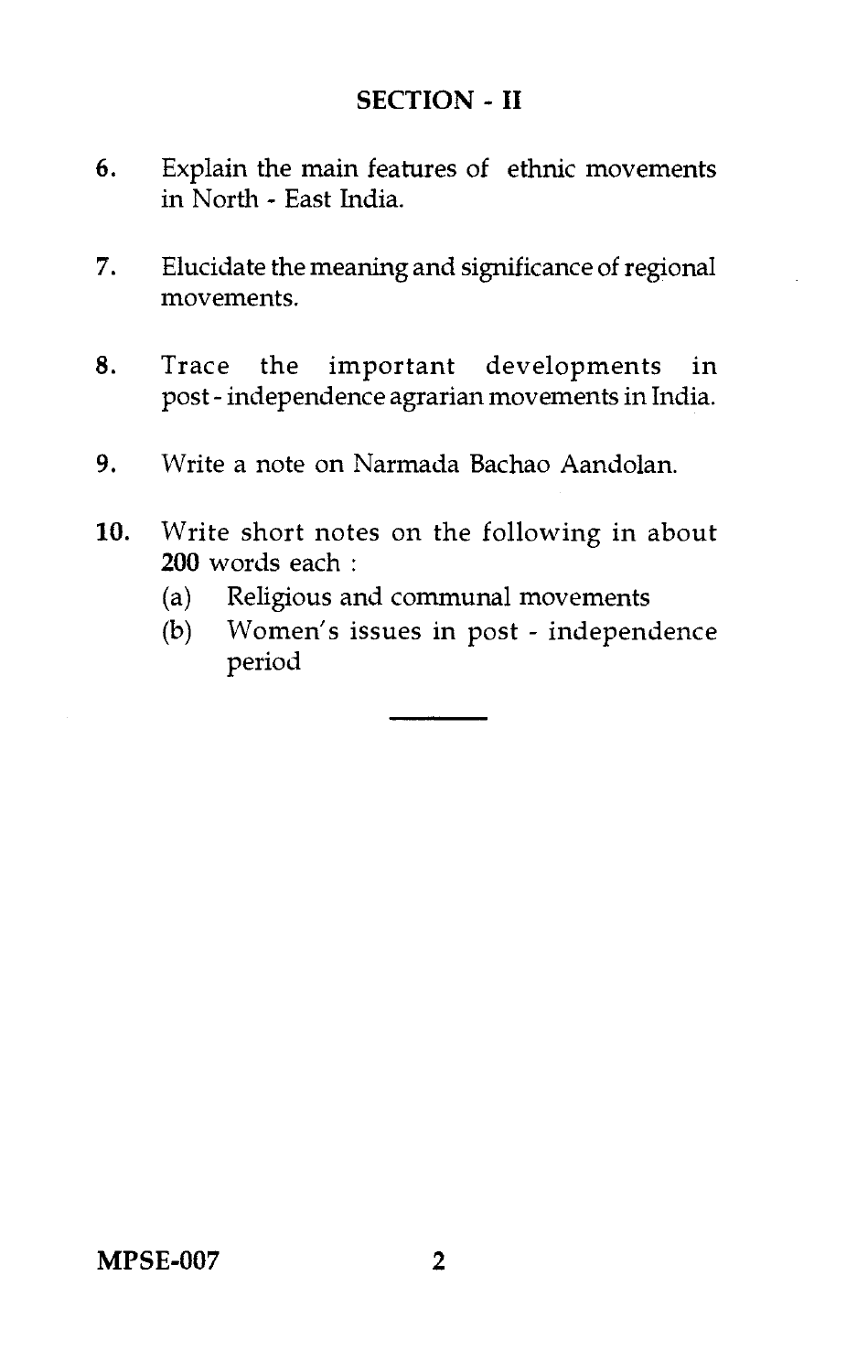## SECTION - II

6. Explain the main features of ethnic movements in North - East India.

7. Elucidate the meaning and significance of regional movements.

8. Trace the important developments in post - independence agrarian movements in India.

9. Write a note on Narmada Bachao Aandolan.

10. Write short notes on the following in about **200** words each :
    - (a) Religious and communal movements
    - (b) Women's issues in post - independence period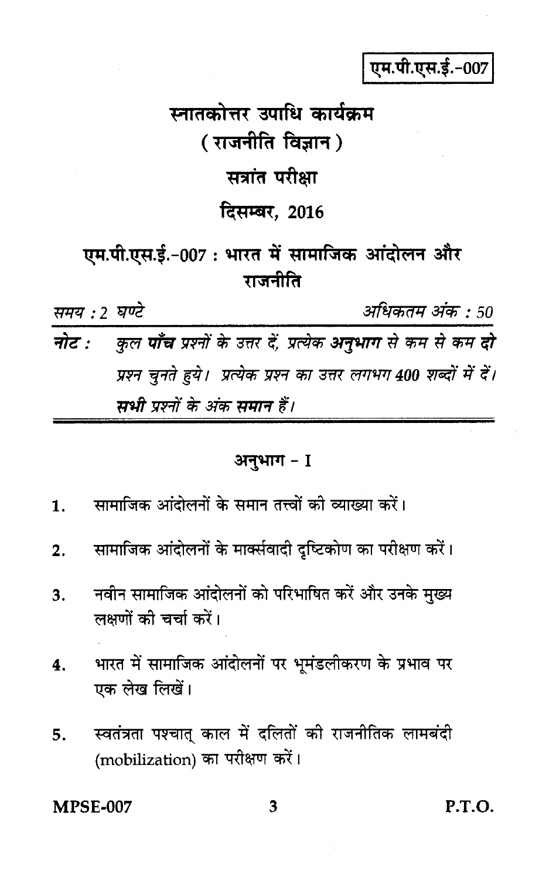एम.पी.एस.ई.-007

# स्नातकोत्तर उपाधि कार्यक्रम
## ( राजनीति विज्ञान )
## सत्रांत परीक्षा
## दिसम्बर, 2016

## एम.पी.एस.ई.-007 : भारत में सामाजिक आंदोलन और राजनीति

*समय : 2 घण्टे* *अधिकतम अंक : 50*

***नोट :*** *कुल* ***पाँच*** *प्रश्नों के उत्तर दें, प्रत्येक* ***अनुभाग*** *से कम से कम* ***दो*** *प्रश्न चुनते हुये। प्रत्येक प्रश्न का उत्तर लगभग* ***400*** *शब्दों में दें।* ***सभी*** *प्रश्नों के अंक* ***समान*** *हैं।*

### अनुभाग - I

1. सामाजिक आंदोलनों के समान तत्त्वों की व्याख्या करें।

2. सामाजिक आंदोलनों के मार्क्सवादी दृष्टिकोण का परीक्षण करें।

3. नवीन सामाजिक आंदोलनों को परिभाषित करें और उनके मुख्य लक्षणों की चर्चा करें।

4. भारत में सामाजिक आंदोलनों पर भूमंडलीकरण के प्रभाव पर एक लेख लिखें।

5. स्वतंत्रता पश्चात् काल में दलितों की राजनीतिक लामबंदी (mobilization) का परीक्षण करें।

P.T.O.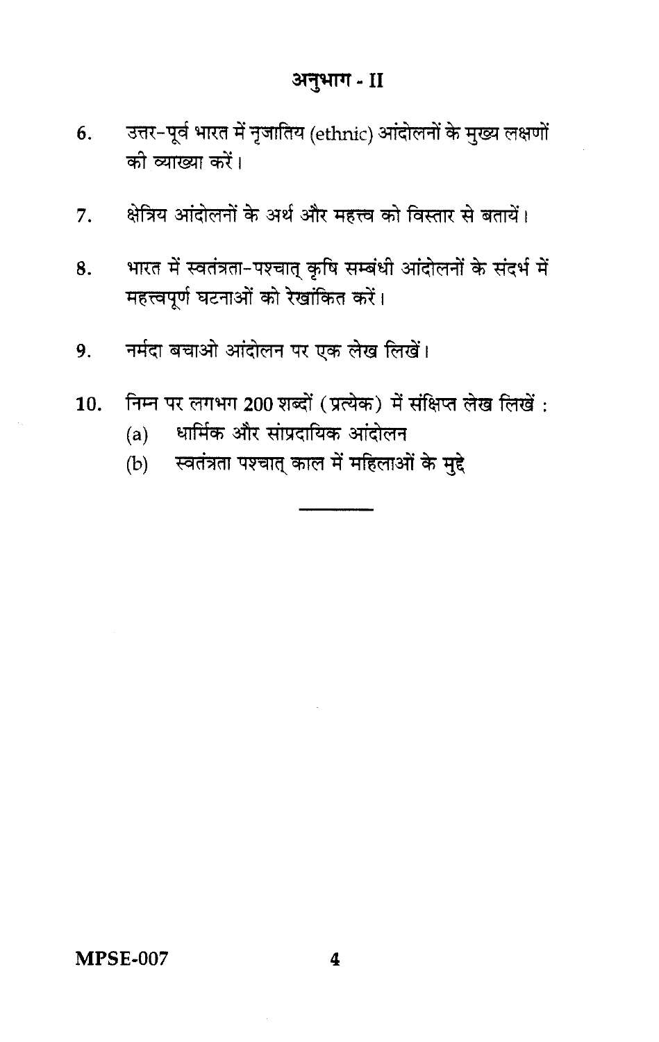## अनुभाग - II

6. उत्तर-पूर्व भारत में नृजातिय (ethnic) आंदोलनों के मुख्य लक्षणों की व्याख्या करें।

7. क्षेत्रिय आंदोलनों के अर्थ और महत्त्व को विस्तार से बतायें।

8. भारत में स्वतंत्रता-पश्चात् कृषि सम्बंधी आंदोलनों के संदर्भ में महत्त्वपूर्ण घटनाओं को रेखांकित करें।

9. नर्मदा बचाओ आंदोलन पर एक लेख लिखें।

10. निम्न पर लगभग 200 शब्दों (प्रत्येक) में संक्षिप्त लेख लिखें :
    - (a) धार्मिक और सांप्रदायिक आंदोलन
    - (b) स्वतंत्रता पश्चात् काल में महिलाओं के मुद्दे